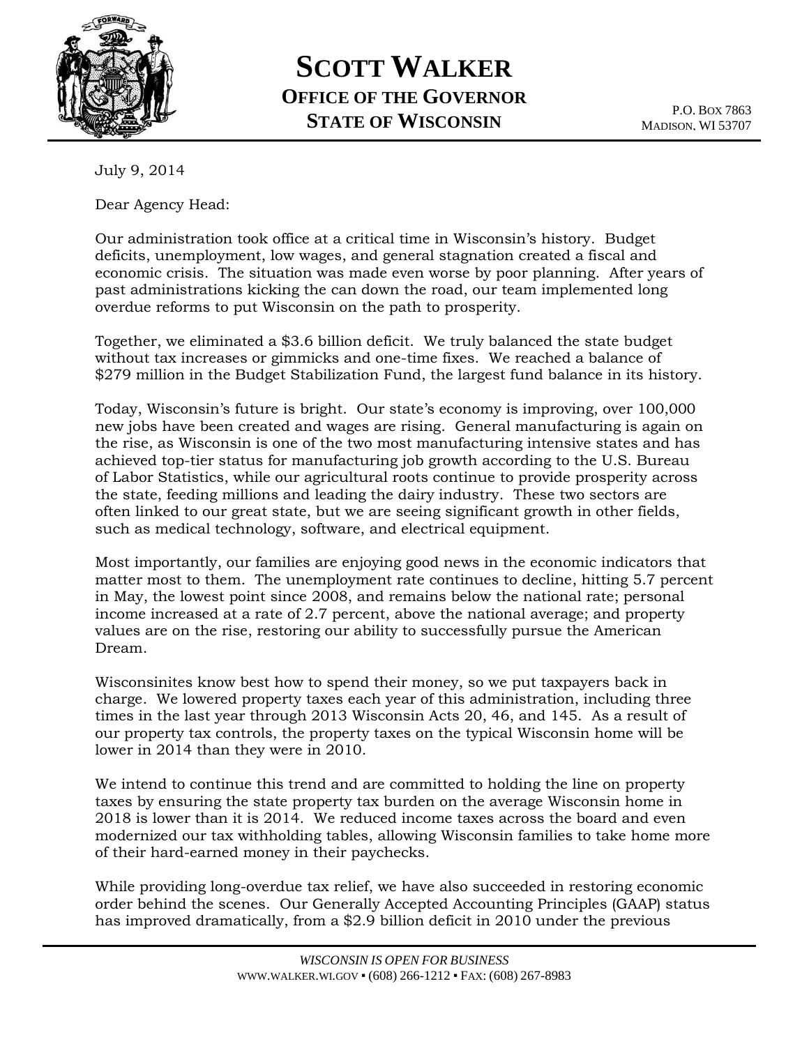# SCOTT WALKER

## OFFICE OF THE GOVERNOR
## STATE OF WISCONSIN

P.O. BOX 7863
MADISON, WI 53707

July 9, 2014

Dear Agency Head:

Our administration took office at a critical time in Wisconsin's history. Budget deficits, unemployment, low wages, and general stagnation created a fiscal and economic crisis. The situation was made even worse by poor planning. After years of past administrations kicking the can down the road, our team implemented long overdue reforms to put Wisconsin on the path to prosperity.

Together, we eliminated a $3.6 billion deficit. We truly balanced the state budget without tax increases or gimmicks and one-time fixes. We reached a balance of $279 million in the Budget Stabilization Fund, the largest fund balance in its history.

Today, Wisconsin's future is bright. Our state's economy is improving, over 100,000 new jobs have been created and wages are rising. General manufacturing is again on the rise, as Wisconsin is one of the two most manufacturing intensive states and has achieved top-tier status for manufacturing job growth according to the U.S. Bureau of Labor Statistics, while our agricultural roots continue to provide prosperity across the state, feeding millions and leading the dairy industry. These two sectors are often linked to our great state, but we are seeing significant growth in other fields, such as medical technology, software, and electrical equipment.

Most importantly, our families are enjoying good news in the economic indicators that matter most to them. The unemployment rate continues to decline, hitting 5.7 percent in May, the lowest point since 2008, and remains below the national rate; personal income increased at a rate of 2.7 percent, above the national average; and property values are on the rise, restoring our ability to successfully pursue the American Dream.

Wisconsinites know best how to spend their money, so we put taxpayers back in charge. We lowered property taxes each year of this administration, including three times in the last year through 2013 Wisconsin Acts 20, 46, and 145. As a result of our property tax controls, the property taxes on the typical Wisconsin home will be lower in 2014 than they were in 2010.

We intend to continue this trend and are committed to holding the line on property taxes by ensuring the state property tax burden on the average Wisconsin home in 2018 is lower than it is 2014. We reduced income taxes across the board and even modernized our tax withholding tables, allowing Wisconsin families to take home more of their hard-earned money in their paychecks.

While providing long-overdue tax relief, we have also succeeded in restoring economic order behind the scenes. Our Generally Accepted Accounting Principles (GAAP) status has improved dramatically, from a $2.9 billion deficit in 2010 under the previous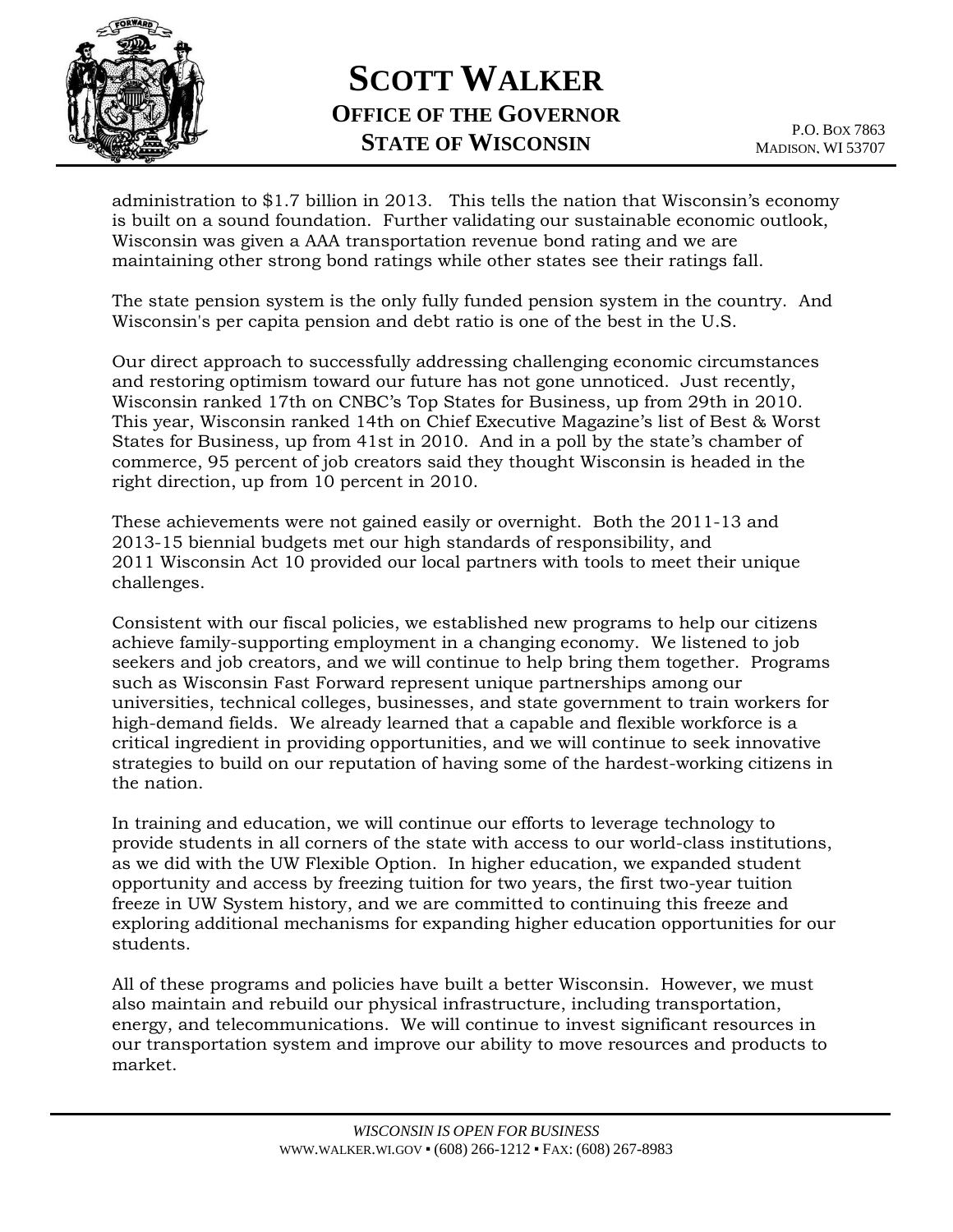administration to $1.7 billion in 2013. This tells the nation that Wisconsin's economy is built on a sound foundation. Further validating our sustainable economic outlook, Wisconsin was given a AAA transportation revenue bond rating and we are maintaining other strong bond ratings while other states see their ratings fall.

The state pension system is the only fully funded pension system in the country. And Wisconsin's per capita pension and debt ratio is one of the best in the U.S.

Our direct approach to successfully addressing challenging economic circumstances and restoring optimism toward our future has not gone unnoticed. Just recently, Wisconsin ranked 17th on CNBC's Top States for Business, up from 29th in 2010. This year, Wisconsin ranked 14th on Chief Executive Magazine's list of Best & Worst States for Business, up from 41st in 2010. And in a poll by the state's chamber of commerce, 95 percent of job creators said they thought Wisconsin is headed in the right direction, up from 10 percent in 2010.

These achievements were not gained easily or overnight. Both the 2011-13 and 2013-15 biennial budgets met our high standards of responsibility, and 2011 Wisconsin Act 10 provided our local partners with tools to meet their unique challenges.

Consistent with our fiscal policies, we established new programs to help our citizens achieve family-supporting employment in a changing economy. We listened to job seekers and job creators, and we will continue to help bring them together. Programs such as Wisconsin Fast Forward represent unique partnerships among our universities, technical colleges, businesses, and state government to train workers for high-demand fields. We already learned that a capable and flexible workforce is a critical ingredient in providing opportunities, and we will continue to seek innovative strategies to build on our reputation of having some of the hardest-working citizens in the nation.

In training and education, we will continue our efforts to leverage technology to provide students in all corners of the state with access to our world-class institutions, as we did with the UW Flexible Option. In higher education, we expanded student opportunity and access by freezing tuition for two years, the first two-year tuition freeze in UW System history, and we are committed to continuing this freeze and exploring additional mechanisms for expanding higher education opportunities for our students.

All of these programs and policies have built a better Wisconsin. However, we must also maintain and rebuild our physical infrastructure, including transportation, energy, and telecommunications. We will continue to invest significant resources in our transportation system and improve our ability to move resources and products to market.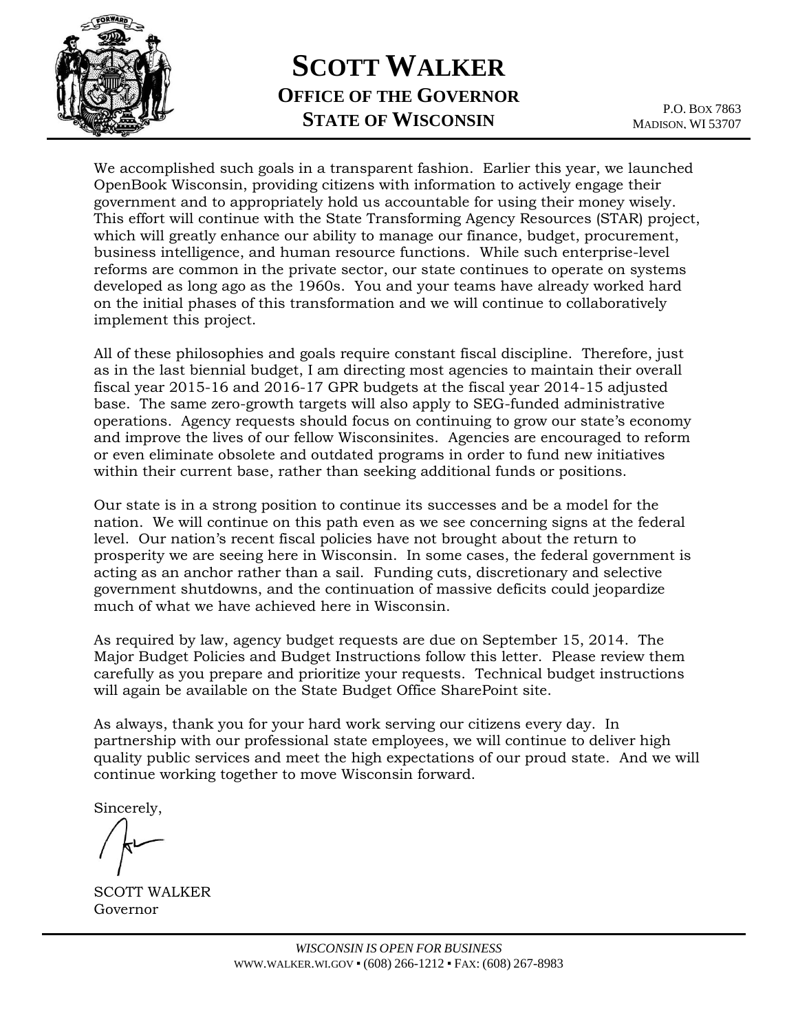We accomplished such goals in a transparent fashion. Earlier this year, we launched OpenBook Wisconsin, providing citizens with information to actively engage their government and to appropriately hold us accountable for using their money wisely. This effort will continue with the State Transforming Agency Resources (STAR) project, which will greatly enhance our ability to manage our finance, budget, procurement, business intelligence, and human resource functions. While such enterprise-level reforms are common in the private sector, our state continues to operate on systems developed as long ago as the 1960s. You and your teams have already worked hard on the initial phases of this transformation and we will continue to collaboratively implement this project.

All of these philosophies and goals require constant fiscal discipline. Therefore, just as in the last biennial budget, I am directing most agencies to maintain their overall fiscal year 2015-16 and 2016-17 GPR budgets at the fiscal year 2014-15 adjusted base. The same zero-growth targets will also apply to SEG-funded administrative operations. Agency requests should focus on continuing to grow our state's economy and improve the lives of our fellow Wisconsinites. Agencies are encouraged to reform or even eliminate obsolete and outdated programs in order to fund new initiatives within their current base, rather than seeking additional funds or positions.

Our state is in a strong position to continue its successes and be a model for the nation. We will continue on this path even as we see concerning signs at the federal level. Our nation's recent fiscal policies have not brought about the return to prosperity we are seeing here in Wisconsin. In some cases, the federal government is acting as an anchor rather than a sail. Funding cuts, discretionary and selective government shutdowns, and the continuation of massive deficits could jeopardize much of what we have achieved here in Wisconsin.

As required by law, agency budget requests are due on September 15, 2014. The Major Budget Policies and Budget Instructions follow this letter. Please review them carefully as you prepare and prioritize your requests. Technical budget instructions will again be available on the State Budget Office SharePoint site.

As always, thank you for your hard work serving our citizens every day. In partnership with our professional state employees, we will continue to deliver high quality public services and meet the high expectations of our proud state. And we will continue working together to move Wisconsin forward.

Sincerely,

SCOTT WALKER
Governor